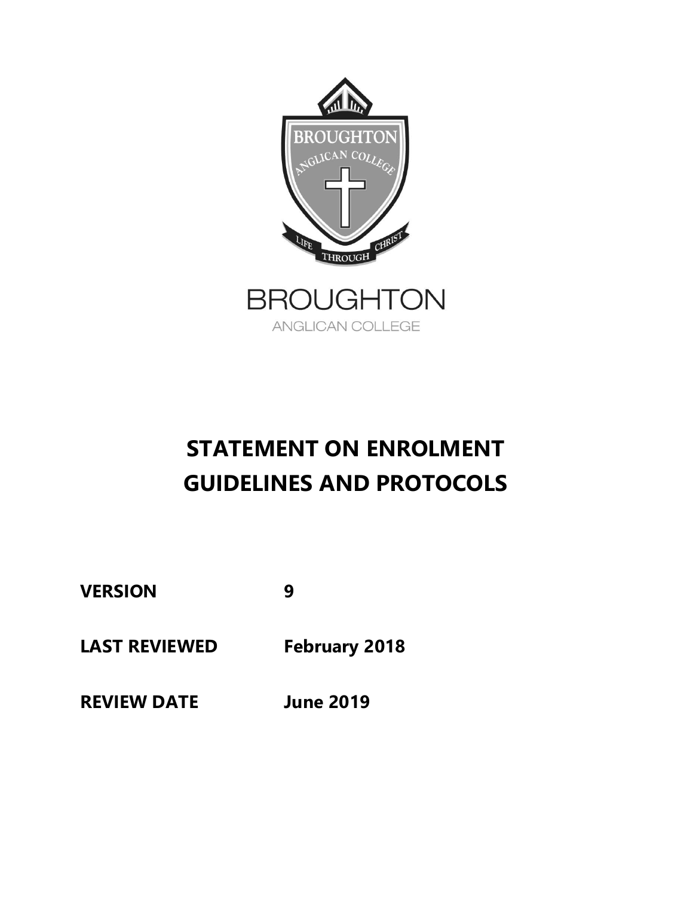BROUGHTON

ANGLICAN COLLEGE

# STATEMENT ON ENROLMENT GUIDELINES AND PROTOCOLS

| | |
|---|---|
| **VERSION** | **9** |
| **LAST REVIEWED** | **February 2018** |
| **REVIEW DATE** | **June 2019** |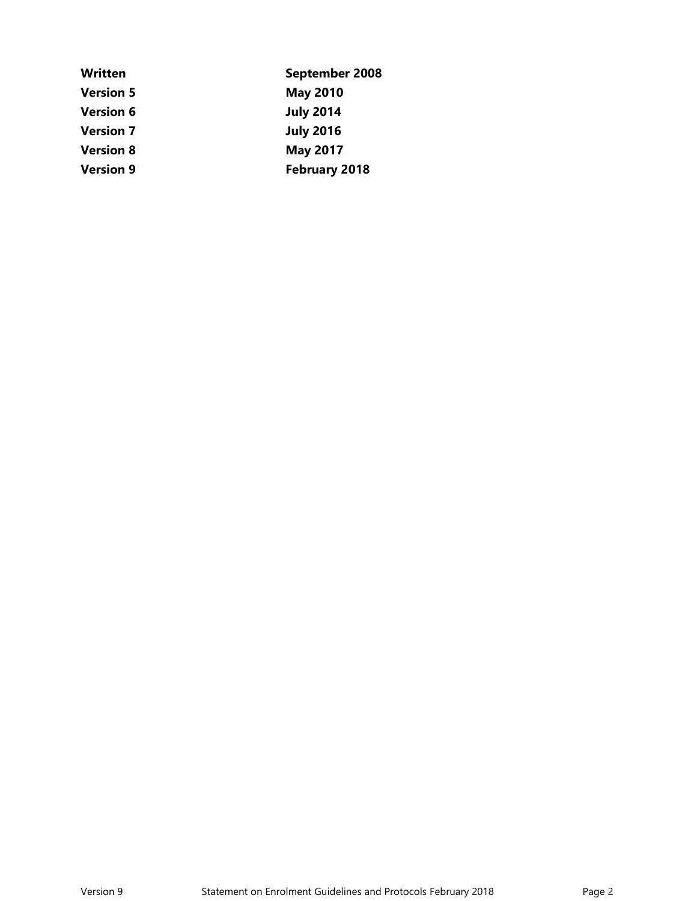| | |
|---|---|
| **Written** | **September 2008** |
| **Version 5** | **May 2010** |
| **Version 6** | **July 2014** |
| **Version 7** | **July 2016** |
| **Version 8** | **May 2017** |
| **Version 9** | **February 2018** |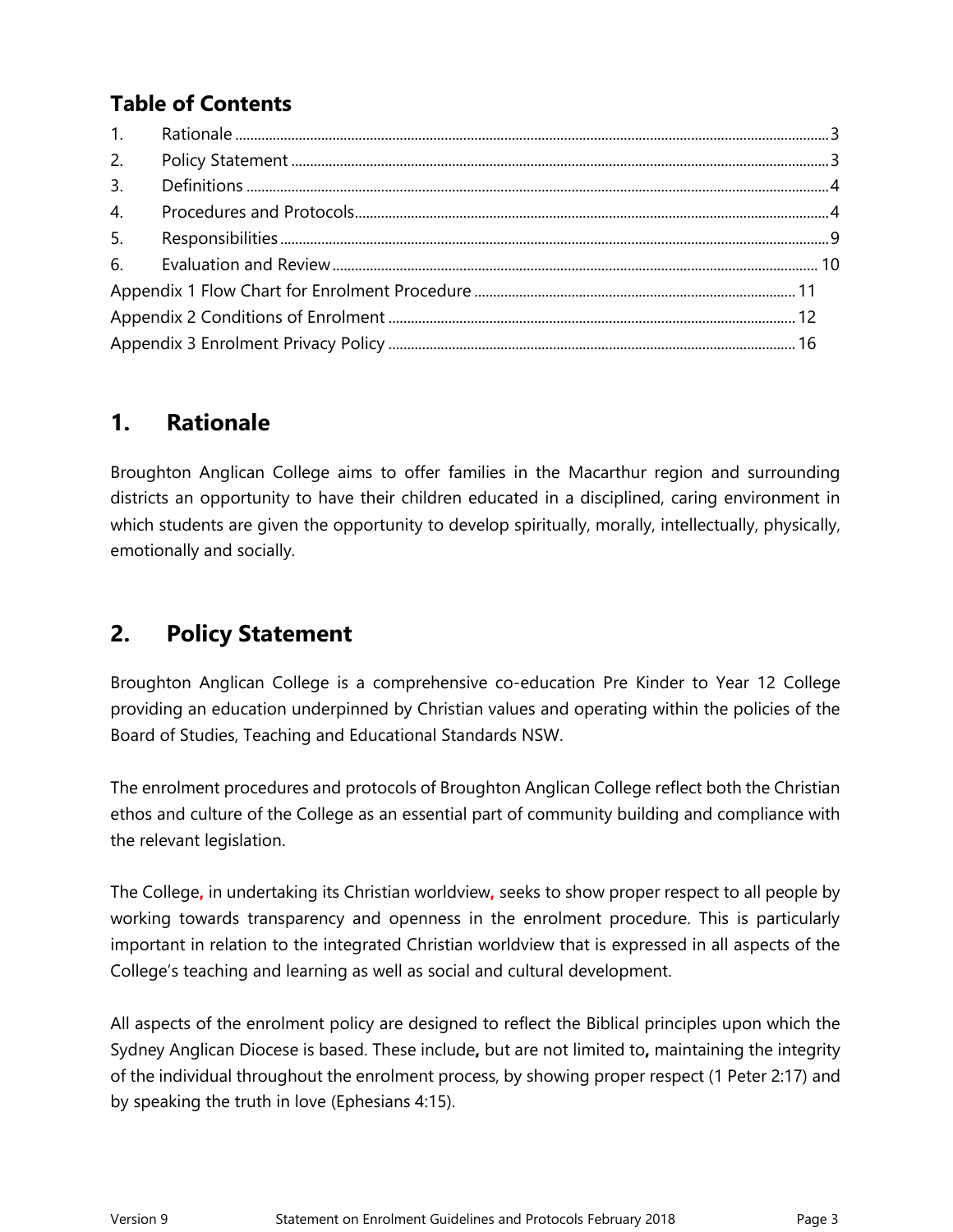## Table of Contents

| | | |
|---|---|---|
| 1. | Rationale | 3 |
| 2. | Policy Statement | 3 |
| 3. | Definitions | 4 |
| 4. | Procedures and Protocols | 4 |
| 5. | Responsibilities | 9 |
| 6. | Evaluation and Review | 10 |
| Appendix 1 Flow Chart for Enrolment Procedure | | 11 |
| Appendix 2 Conditions of Enrolment | | 12 |
| Appendix 3 Enrolment Privacy Policy | | 16 |

## 1. Rationale

Broughton Anglican College aims to offer families in the Macarthur region and surrounding districts an opportunity to have their children educated in a disciplined, caring environment in which students are given the opportunity to develop spiritually, morally, intellectually, physically, emotionally and socially.

## 2. Policy Statement

Broughton Anglican College is a comprehensive co-education Pre Kinder to Year 12 College providing an education underpinned by Christian values and operating within the policies of the Board of Studies, Teaching and Educational Standards NSW.

The enrolment procedures and protocols of Broughton Anglican College reflect both the Christian ethos and culture of the College as an essential part of community building and compliance with the relevant legislation.

The College, in undertaking its Christian worldview, seeks to show proper respect to all people by working towards transparency and openness in the enrolment procedure. This is particularly important in relation to the integrated Christian worldview that is expressed in all aspects of the College's teaching and learning as well as social and cultural development.

All aspects of the enrolment policy are designed to reflect the Biblical principles upon which the Sydney Anglican Diocese is based. These include, but are not limited to, maintaining the integrity of the individual throughout the enrolment process, by showing proper respect (1 Peter 2:17) and by speaking the truth in love (Ephesians 4:15).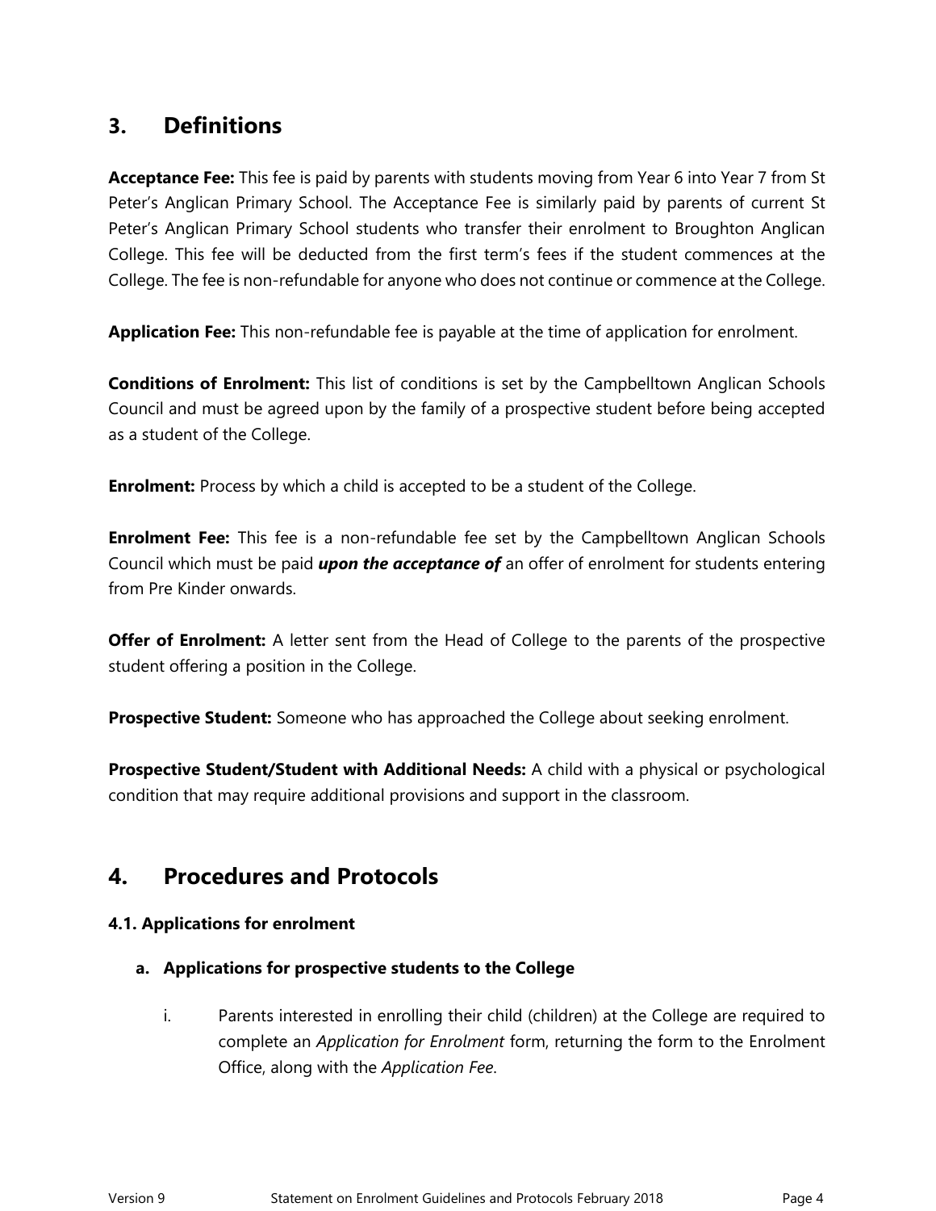## 3. Definitions

**Acceptance Fee:** This fee is paid by parents with students moving from Year 6 into Year 7 from St Peter's Anglican Primary School. The Acceptance Fee is similarly paid by parents of current St Peter's Anglican Primary School students who transfer their enrolment to Broughton Anglican College. This fee will be deducted from the first term's fees if the student commences at the College. The fee is non-refundable for anyone who does not continue or commence at the College.

**Application Fee:** This non-refundable fee is payable at the time of application for enrolment.

**Conditions of Enrolment:** This list of conditions is set by the Campbelltown Anglican Schools Council and must be agreed upon by the family of a prospective student before being accepted as a student of the College.

**Enrolment:** Process by which a child is accepted to be a student of the College.

**Enrolment Fee:** This fee is a non-refundable fee set by the Campbelltown Anglican Schools Council which must be paid ***upon the acceptance of*** an offer of enrolment for students entering from Pre Kinder onwards.

**Offer of Enrolment:** A letter sent from the Head of College to the parents of the prospective student offering a position in the College.

**Prospective Student:** Someone who has approached the College about seeking enrolment.

**Prospective Student/Student with Additional Needs:** A child with a physical or psychological condition that may require additional provisions and support in the classroom.

## 4. Procedures and Protocols

### 4.1. Applications for enrolment

#### a. Applications for prospective students to the College

i. Parents interested in enrolling their child (children) at the College are required to complete an *Application for Enrolment* form, returning the form to the Enrolment Office, along with the *Application Fee*.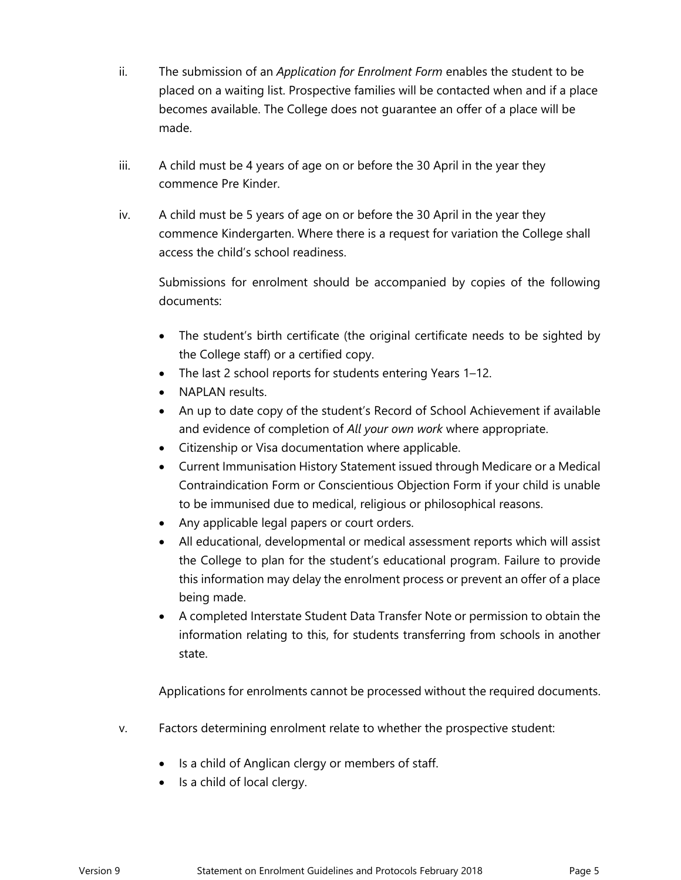ii. The submission of an *Application for Enrolment Form* enables the student to be placed on a waiting list. Prospective families will be contacted when and if a place becomes available. The College does not guarantee an offer of a place will be made.

iii. A child must be 4 years of age on or before the 30 April in the year they commence Pre Kinder.

iv. A child must be 5 years of age on or before the 30 April in the year they commence Kindergarten. Where there is a request for variation the College shall access the child's school readiness.

Submissions for enrolment should be accompanied by copies of the following documents:

- The student's birth certificate (the original certificate needs to be sighted by the College staff) or a certified copy.
- The last 2 school reports for students entering Years 1–12.
- NAPLAN results.
- An up to date copy of the student's Record of School Achievement if available and evidence of completion of *All your own work* where appropriate.
- Citizenship or Visa documentation where applicable.
- Current Immunisation History Statement issued through Medicare or a Medical Contraindication Form or Conscientious Objection Form if your child is unable to be immunised due to medical, religious or philosophical reasons.
- Any applicable legal papers or court orders.
- All educational, developmental or medical assessment reports which will assist the College to plan for the student's educational program. Failure to provide this information may delay the enrolment process or prevent an offer of a place being made.
- A completed Interstate Student Data Transfer Note or permission to obtain the information relating to this, for students transferring from schools in another state.

Applications for enrolments cannot be processed without the required documents.

v. Factors determining enrolment relate to whether the prospective student:

- Is a child of Anglican clergy or members of staff.
- Is a child of local clergy.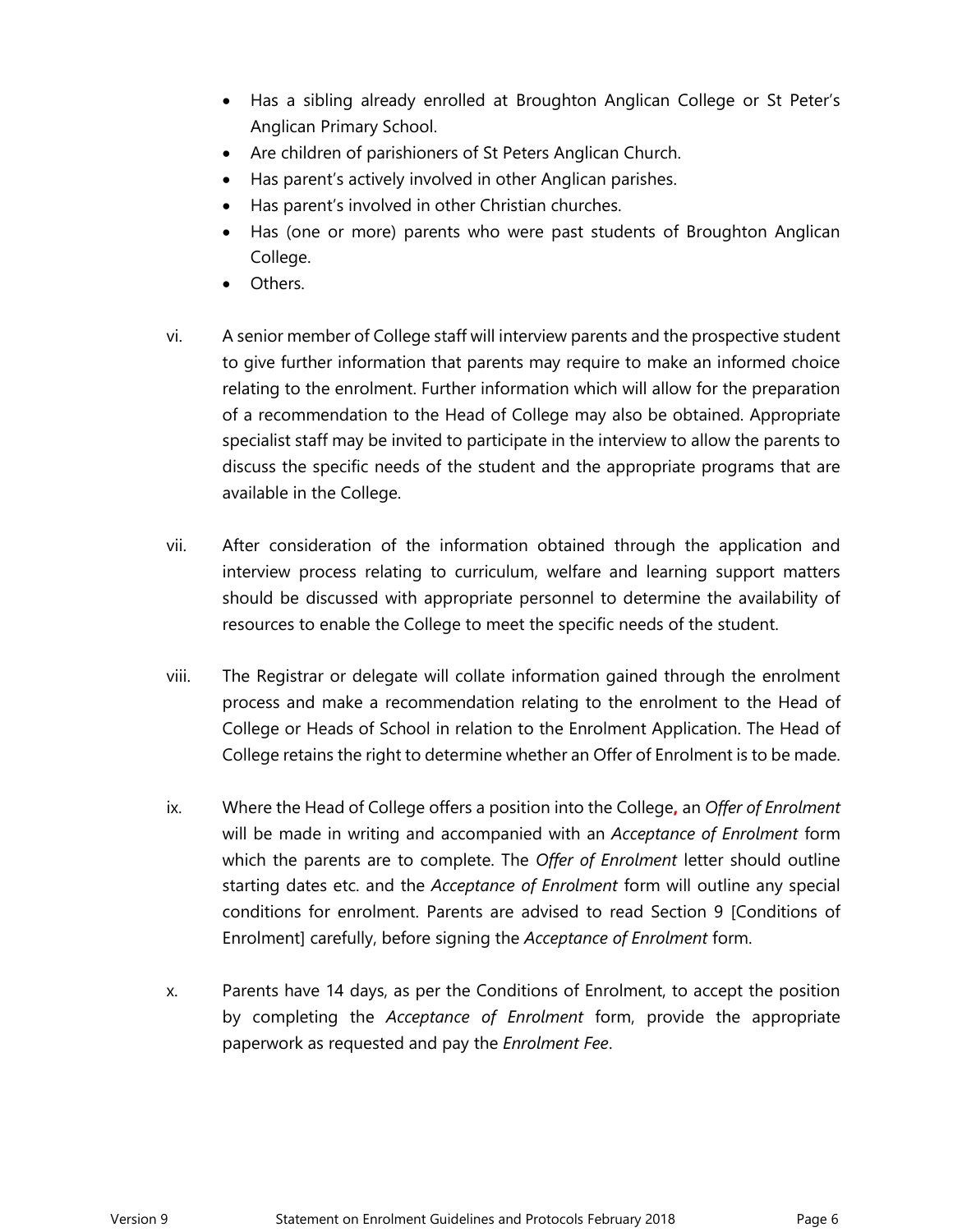- Has a sibling already enrolled at Broughton Anglican College or St Peter's Anglican Primary School.
- Are children of parishioners of St Peters Anglican Church.
- Has parent's actively involved in other Anglican parishes.
- Has parent's involved in other Christian churches.
- Has (one or more) parents who were past students of Broughton Anglican College.
- Others.

vi. A senior member of College staff will interview parents and the prospective student to give further information that parents may require to make an informed choice relating to the enrolment. Further information which will allow for the preparation of a recommendation to the Head of College may also be obtained. Appropriate specialist staff may be invited to participate in the interview to allow the parents to discuss the specific needs of the student and the appropriate programs that are available in the College.

vii. After consideration of the information obtained through the application and interview process relating to curriculum, welfare and learning support matters should be discussed with appropriate personnel to determine the availability of resources to enable the College to meet the specific needs of the student.

viii. The Registrar or delegate will collate information gained through the enrolment process and make a recommendation relating to the enrolment to the Head of College or Heads of School in relation to the Enrolment Application. The Head of College retains the right to determine whether an Offer of Enrolment is to be made.

ix. Where the Head of College offers a position into the College, an *Offer of Enrolment* will be made in writing and accompanied with an *Acceptance of Enrolment* form which the parents are to complete. The *Offer of Enrolment* letter should outline starting dates etc. and the *Acceptance of Enrolment* form will outline any special conditions for enrolment. Parents are advised to read Section 9 [Conditions of Enrolment] carefully, before signing the *Acceptance of Enrolment* form.

x. Parents have 14 days, as per the Conditions of Enrolment, to accept the position by completing the *Acceptance of Enrolment* form, provide the appropriate paperwork as requested and pay the *Enrolment Fee*.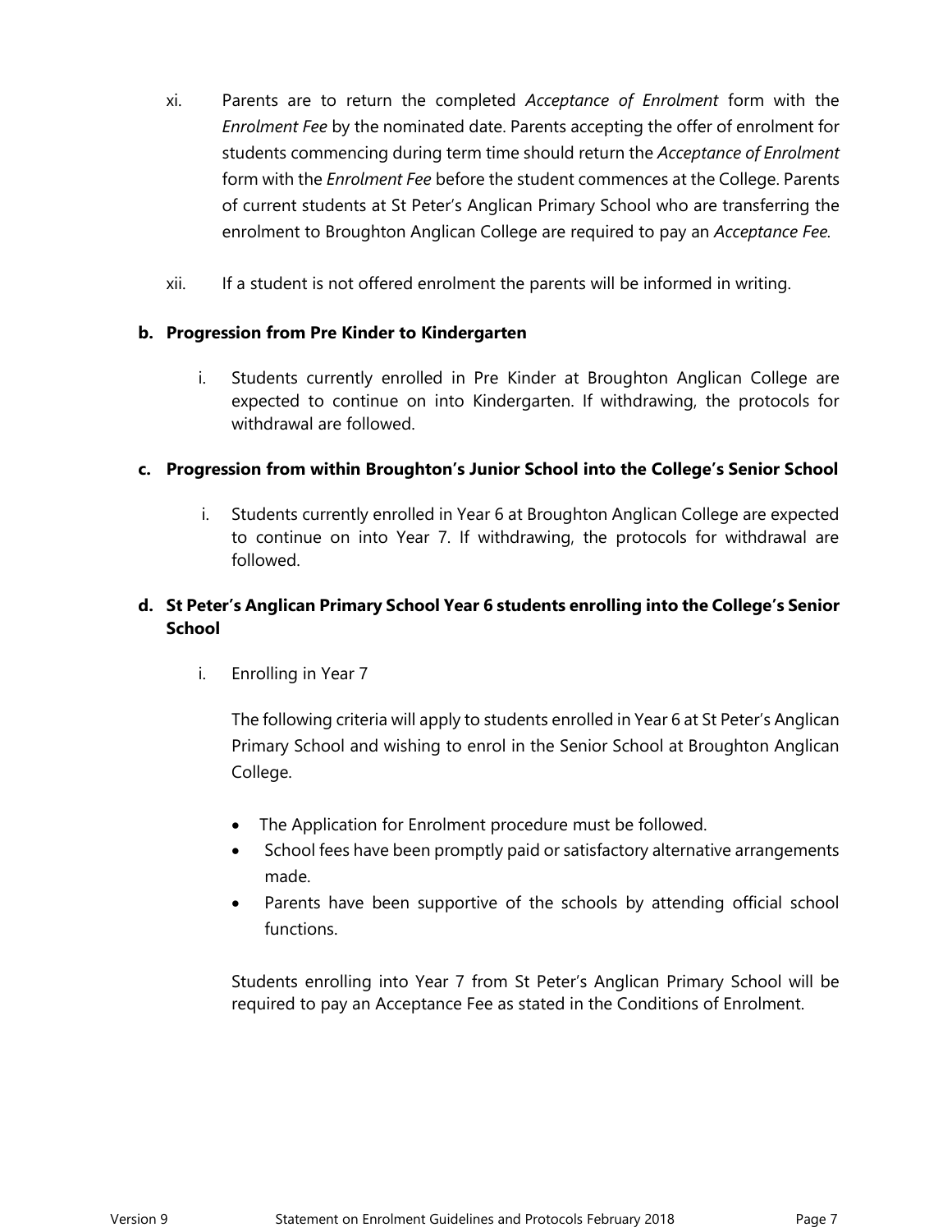xi. Parents are to return the completed *Acceptance of Enrolment* form with the *Enrolment Fee* by the nominated date. Parents accepting the offer of enrolment for students commencing during term time should return the *Acceptance of Enrolment* form with the *Enrolment Fee* before the student commences at the College. Parents of current students at St Peter's Anglican Primary School who are transferring the enrolment to Broughton Anglican College are required to pay an *Acceptance Fee.*

xii. If a student is not offered enrolment the parents will be informed in writing.

**b. Progression from Pre Kinder to Kindergarten**

i. Students currently enrolled in Pre Kinder at Broughton Anglican College are expected to continue on into Kindergarten. If withdrawing, the protocols for withdrawal are followed.

**c. Progression from within Broughton's Junior School into the College's Senior School**

i. Students currently enrolled in Year 6 at Broughton Anglican College are expected to continue on into Year 7. If withdrawing, the protocols for withdrawal are followed.

**d. St Peter's Anglican Primary School Year 6 students enrolling into the College's Senior School**

i. Enrolling in Year 7

The following criteria will apply to students enrolled in Year 6 at St Peter's Anglican Primary School and wishing to enrol in the Senior School at Broughton Anglican College.

- The Application for Enrolment procedure must be followed.
- School fees have been promptly paid or satisfactory alternative arrangements made.
- Parents have been supportive of the schools by attending official school functions.

Students enrolling into Year 7 from St Peter's Anglican Primary School will be required to pay an Acceptance Fee as stated in the Conditions of Enrolment.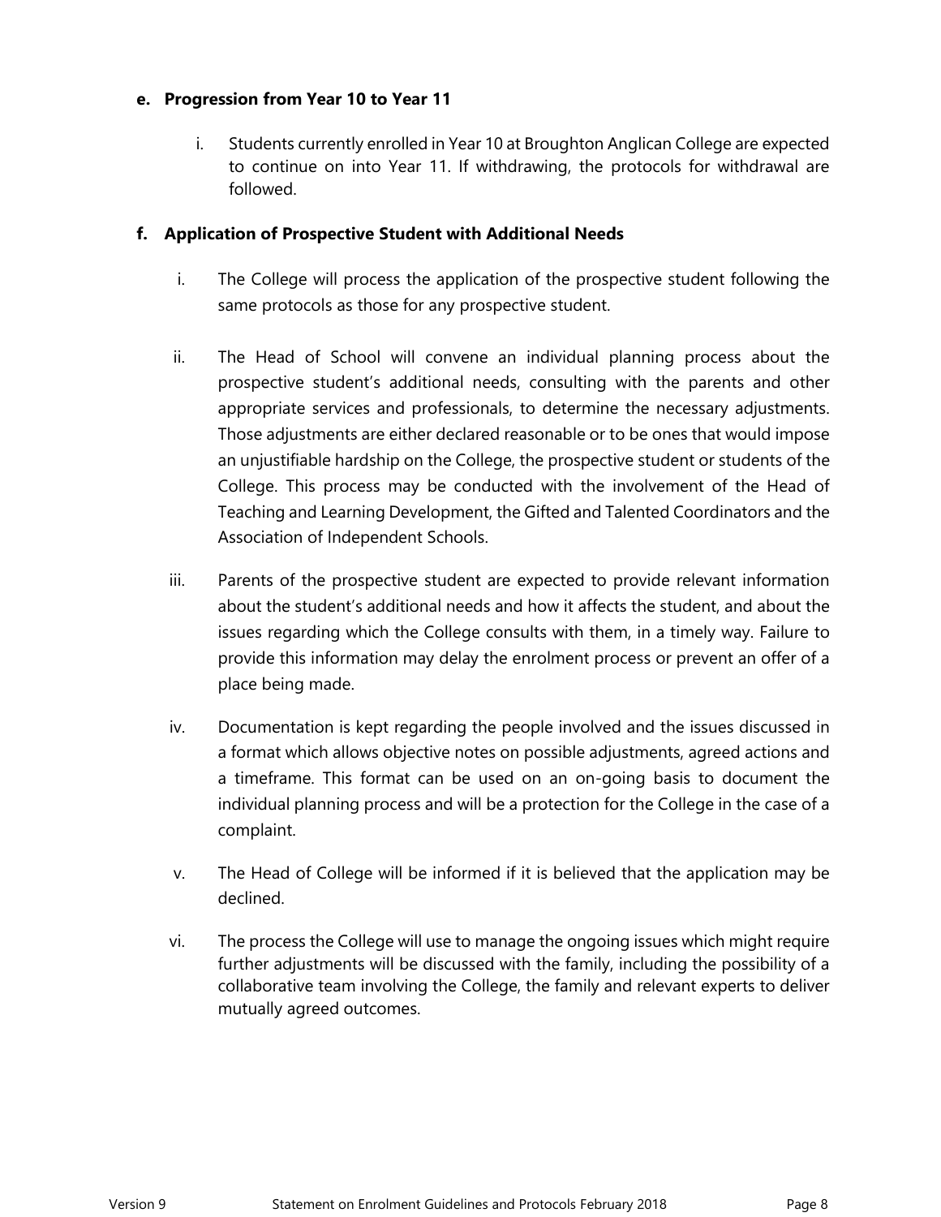**e. Progression from Year 10 to Year 11**

i. Students currently enrolled in Year 10 at Broughton Anglican College are expected to continue on into Year 11. If withdrawing, the protocols for withdrawal are followed.

**f. Application of Prospective Student with Additional Needs**

i. The College will process the application of the prospective student following the same protocols as those for any prospective student.

ii. The Head of School will convene an individual planning process about the prospective student's additional needs, consulting with the parents and other appropriate services and professionals, to determine the necessary adjustments. Those adjustments are either declared reasonable or to be ones that would impose an unjustifiable hardship on the College, the prospective student or students of the College. This process may be conducted with the involvement of the Head of Teaching and Learning Development, the Gifted and Talented Coordinators and the Association of Independent Schools.

iii. Parents of the prospective student are expected to provide relevant information about the student's additional needs and how it affects the student, and about the issues regarding which the College consults with them, in a timely way. Failure to provide this information may delay the enrolment process or prevent an offer of a place being made.

iv. Documentation is kept regarding the people involved and the issues discussed in a format which allows objective notes on possible adjustments, agreed actions and a timeframe. This format can be used on an on-going basis to document the individual planning process and will be a protection for the College in the case of a complaint.

v. The Head of College will be informed if it is believed that the application may be declined.

vi. The process the College will use to manage the ongoing issues which might require further adjustments will be discussed with the family, including the possibility of a collaborative team involving the College, the family and relevant experts to deliver mutually agreed outcomes.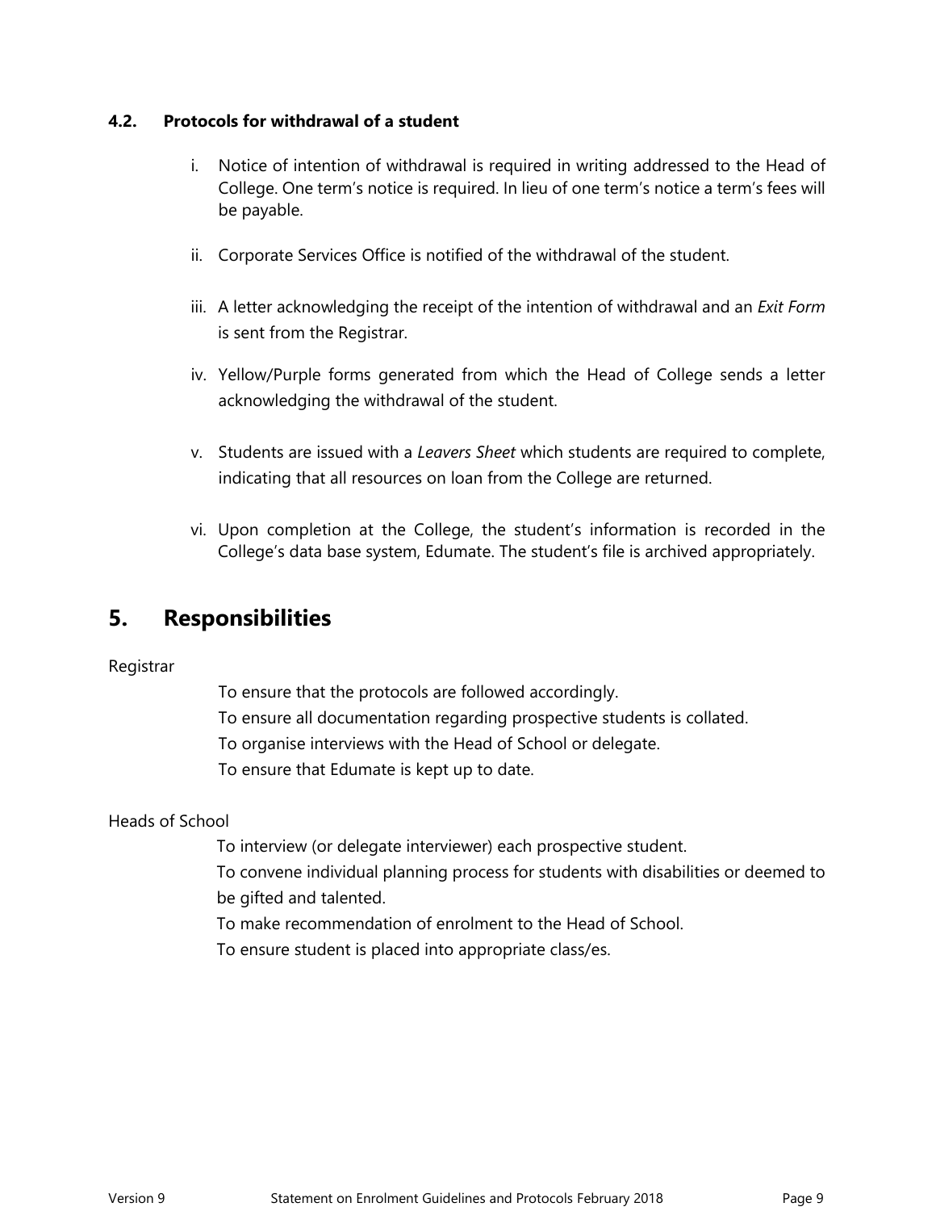### 4.2. Protocols for withdrawal of a student

i. Notice of intention of withdrawal is required in writing addressed to the Head of College. One term's notice is required. In lieu of one term's notice a term's fees will be payable.

ii. Corporate Services Office is notified of the withdrawal of the student.

iii. A letter acknowledging the receipt of the intention of withdrawal and an *Exit Form* is sent from the Registrar.

iv. Yellow/Purple forms generated from which the Head of College sends a letter acknowledging the withdrawal of the student.

v. Students are issued with a *Leavers Sheet* which students are required to complete, indicating that all resources on loan from the College are returned.

vi. Upon completion at the College, the student's information is recorded in the College's data base system, Edumate. The student's file is archived appropriately.

## 5. Responsibilities

Registrar

To ensure that the protocols are followed accordingly.
To ensure all documentation regarding prospective students is collated.
To organise interviews with the Head of School or delegate.
To ensure that Edumate is kept up to date.

Heads of School

To interview (or delegate interviewer) each prospective student.
To convene individual planning process for students with disabilities or deemed to be gifted and talented.
To make recommendation of enrolment to the Head of School.
To ensure student is placed into appropriate class/es.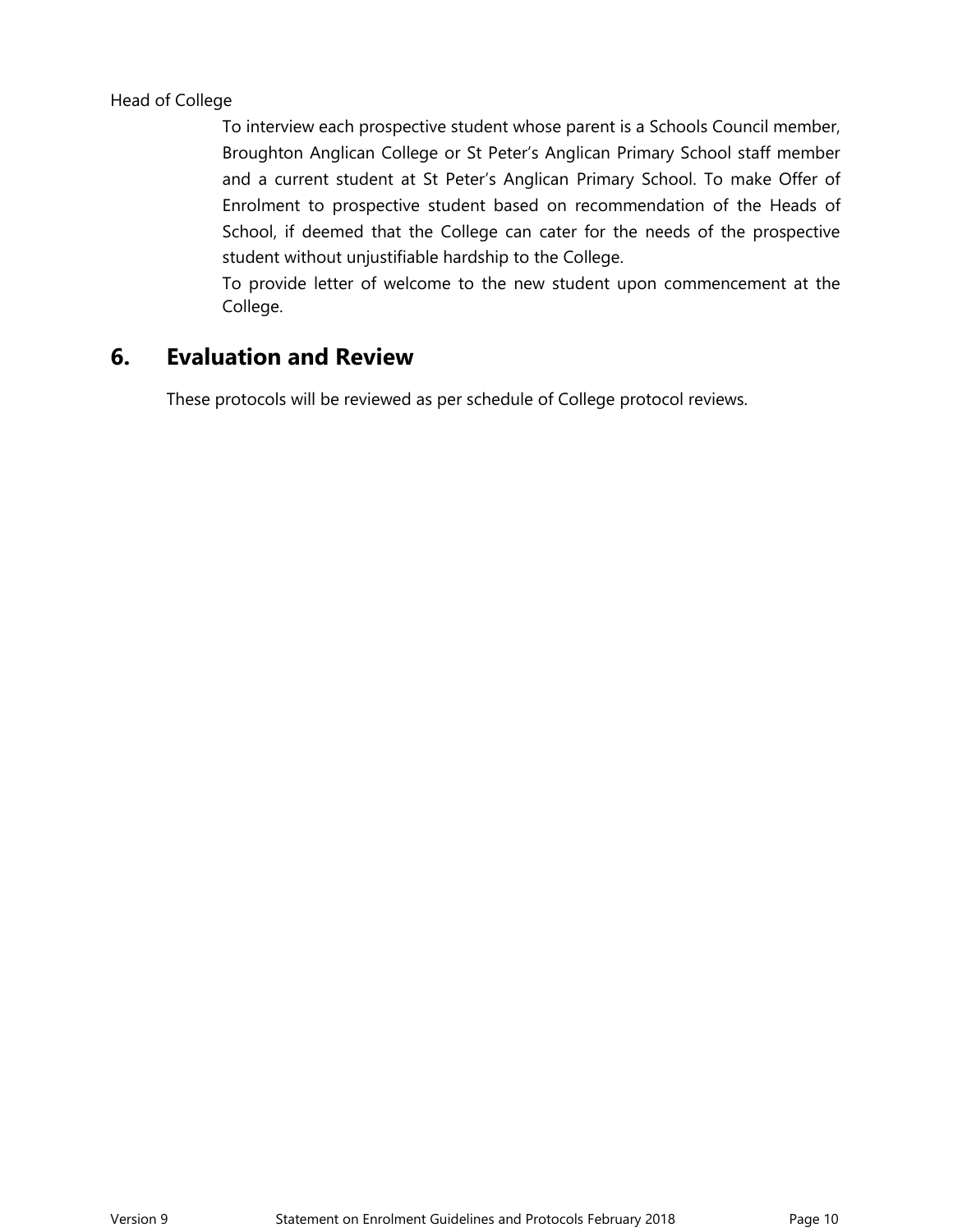Head of College

To interview each prospective student whose parent is a Schools Council member, Broughton Anglican College or St Peter's Anglican Primary School staff member and a current student at St Peter's Anglican Primary School. To make Offer of Enrolment to prospective student based on recommendation of the Heads of School, if deemed that the College can cater for the needs of the prospective student without unjustifiable hardship to the College.

To provide letter of welcome to the new student upon commencement at the College.

## 6. Evaluation and Review

These protocols will be reviewed as per schedule of College protocol reviews.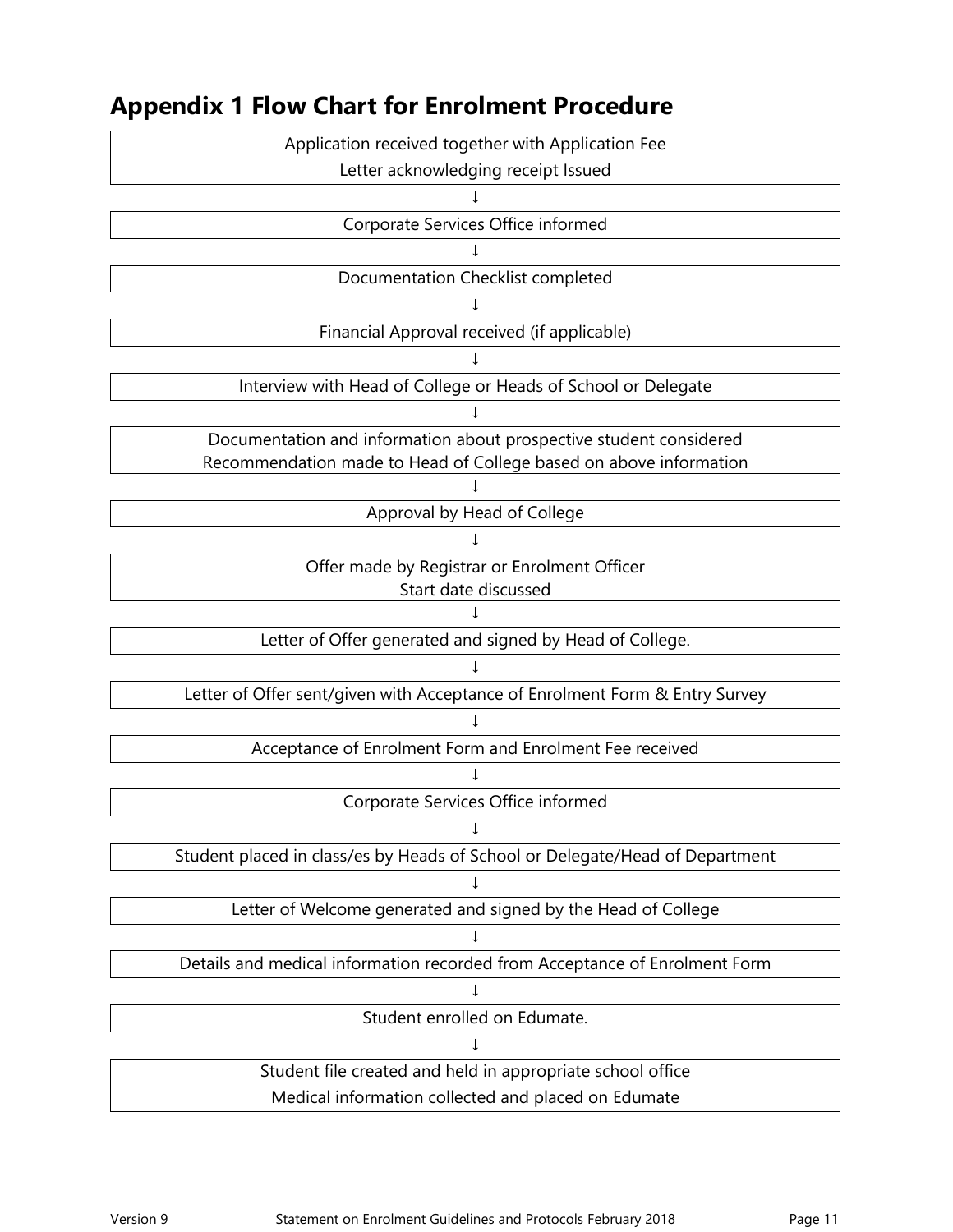## Appendix 1 Flow Chart for Enrolment Procedure

Application received together with Application Fee
Letter acknowledging receipt Issued

↓

Corporate Services Office informed

↓

Documentation Checklist completed

↓

Financial Approval received (if applicable)

↓

Interview with Head of College or Heads of School or Delegate

↓

Documentation and information about prospective student considered
Recommendation made to Head of College based on above information

↓

Approval by Head of College

↓

Offer made by Registrar or Enrolment Officer
Start date discussed

↓

Letter of Offer generated and signed by Head of College.

↓

Letter of Offer sent/given with Acceptance of Enrolment Form ~~& Entry Survey~~

↓

Acceptance of Enrolment Form and Enrolment Fee received

↓

Corporate Services Office informed

↓

Student placed in class/es by Heads of School or Delegate/Head of Department

↓

Letter of Welcome generated and signed by the Head of College

↓

Details and medical information recorded from Acceptance of Enrolment Form

↓

Student enrolled on Edumate.

↓

Student file created and held in appropriate school office
Medical information collected and placed on Edumate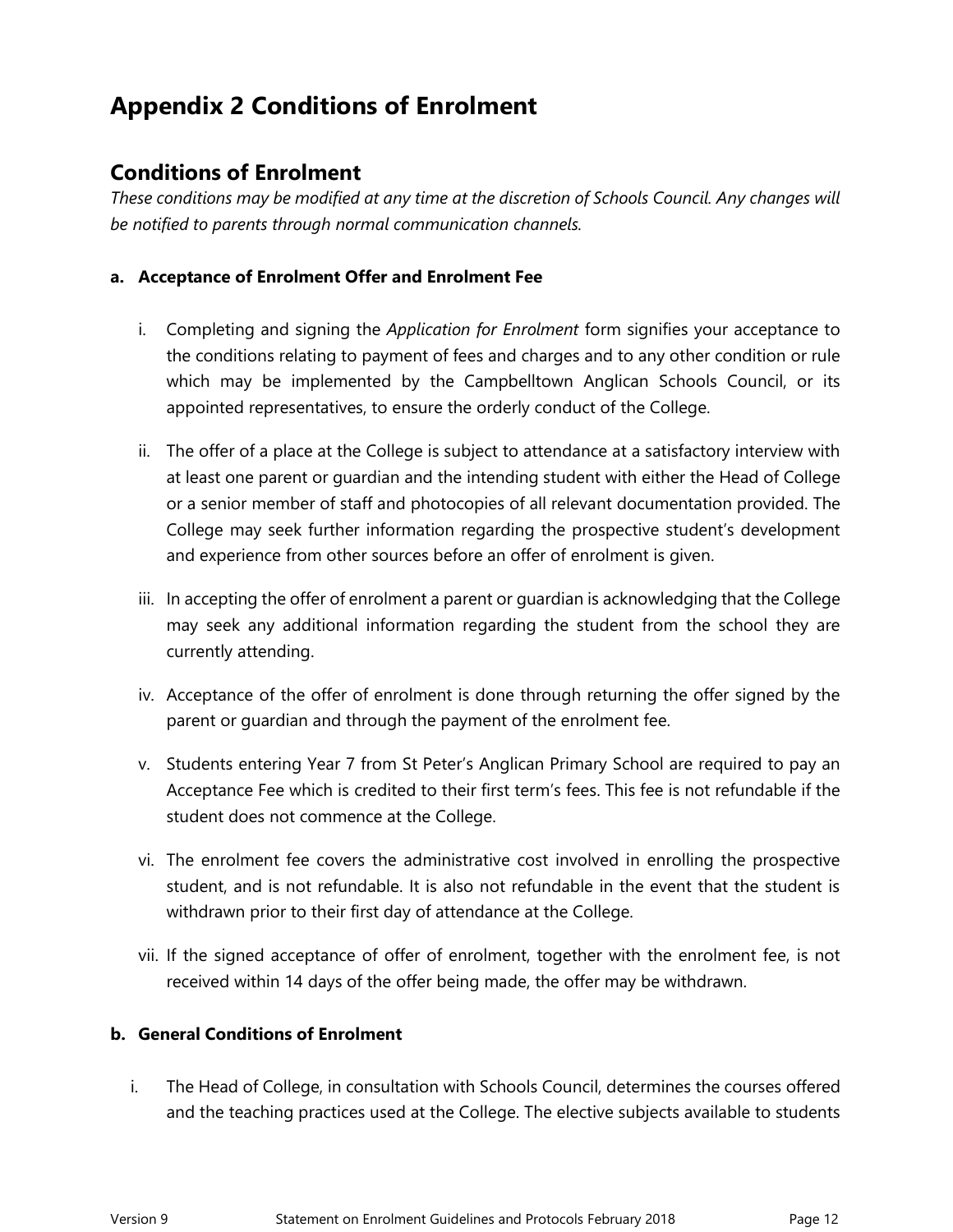# Appendix 2 Conditions of Enrolment

## Conditions of Enrolment

*These conditions may be modified at any time at the discretion of Schools Council. Any changes will be notified to parents through normal communication channels.*

**a. Acceptance of Enrolment Offer and Enrolment Fee**

i. Completing and signing the *Application for Enrolment* form signifies your acceptance to the conditions relating to payment of fees and charges and to any other condition or rule which may be implemented by the Campbelltown Anglican Schools Council, or its appointed representatives, to ensure the orderly conduct of the College.

ii. The offer of a place at the College is subject to attendance at a satisfactory interview with at least one parent or guardian and the intending student with either the Head of College or a senior member of staff and photocopies of all relevant documentation provided. The College may seek further information regarding the prospective student's development and experience from other sources before an offer of enrolment is given.

iii. In accepting the offer of enrolment a parent or guardian is acknowledging that the College may seek any additional information regarding the student from the school they are currently attending.

iv. Acceptance of the offer of enrolment is done through returning the offer signed by the parent or guardian and through the payment of the enrolment fee.

v. Students entering Year 7 from St Peter's Anglican Primary School are required to pay an Acceptance Fee which is credited to their first term's fees. This fee is not refundable if the student does not commence at the College.

vi. The enrolment fee covers the administrative cost involved in enrolling the prospective student, and is not refundable. It is also not refundable in the event that the student is withdrawn prior to their first day of attendance at the College.

vii. If the signed acceptance of offer of enrolment, together with the enrolment fee, is not received within 14 days of the offer being made, the offer may be withdrawn.

**b. General Conditions of Enrolment**

i. The Head of College, in consultation with Schools Council, determines the courses offered and the teaching practices used at the College. The elective subjects available to students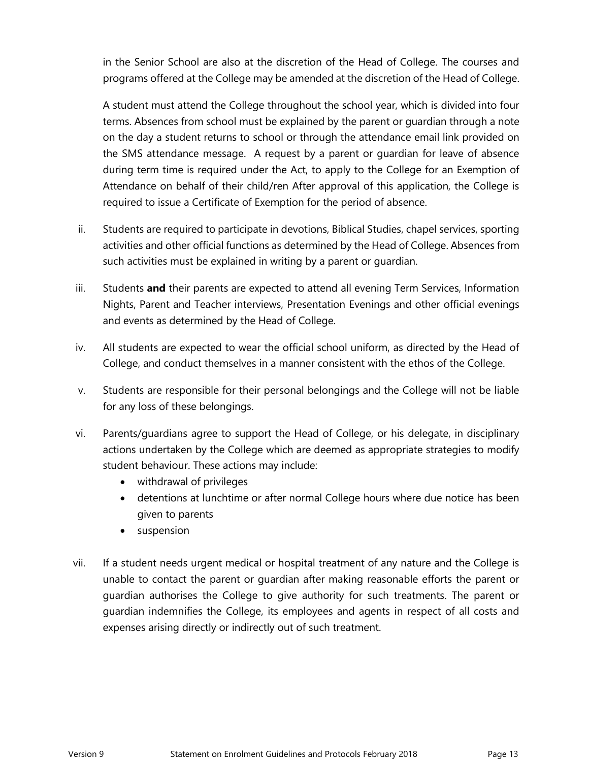in the Senior School are also at the discretion of the Head of College. The courses and programs offered at the College may be amended at the discretion of the Head of College.

A student must attend the College throughout the school year, which is divided into four terms. Absences from school must be explained by the parent or guardian through a note on the day a student returns to school or through the attendance email link provided on the SMS attendance message. A request by a parent or guardian for leave of absence during term time is required under the Act, to apply to the College for an Exemption of Attendance on behalf of their child/ren After approval of this application, the College is required to issue a Certificate of Exemption for the period of absence.

ii. Students are required to participate in devotions, Biblical Studies, chapel services, sporting activities and other official functions as determined by the Head of College. Absences from such activities must be explained in writing by a parent or guardian.

iii. Students **and** their parents are expected to attend all evening Term Services, Information Nights, Parent and Teacher interviews, Presentation Evenings and other official evenings and events as determined by the Head of College.

iv. All students are expected to wear the official school uniform, as directed by the Head of College, and conduct themselves in a manner consistent with the ethos of the College.

v. Students are responsible for their personal belongings and the College will not be liable for any loss of these belongings.

vi. Parents/guardians agree to support the Head of College, or his delegate, in disciplinary actions undertaken by the College which are deemed as appropriate strategies to modify student behaviour. These actions may include:
   - withdrawal of privileges
   - detentions at lunchtime or after normal College hours where due notice has been given to parents
   - suspension

vii. If a student needs urgent medical or hospital treatment of any nature and the College is unable to contact the parent or guardian after making reasonable efforts the parent or guardian authorises the College to give authority for such treatments. The parent or guardian indemnifies the College, its employees and agents in respect of all costs and expenses arising directly or indirectly out of such treatment.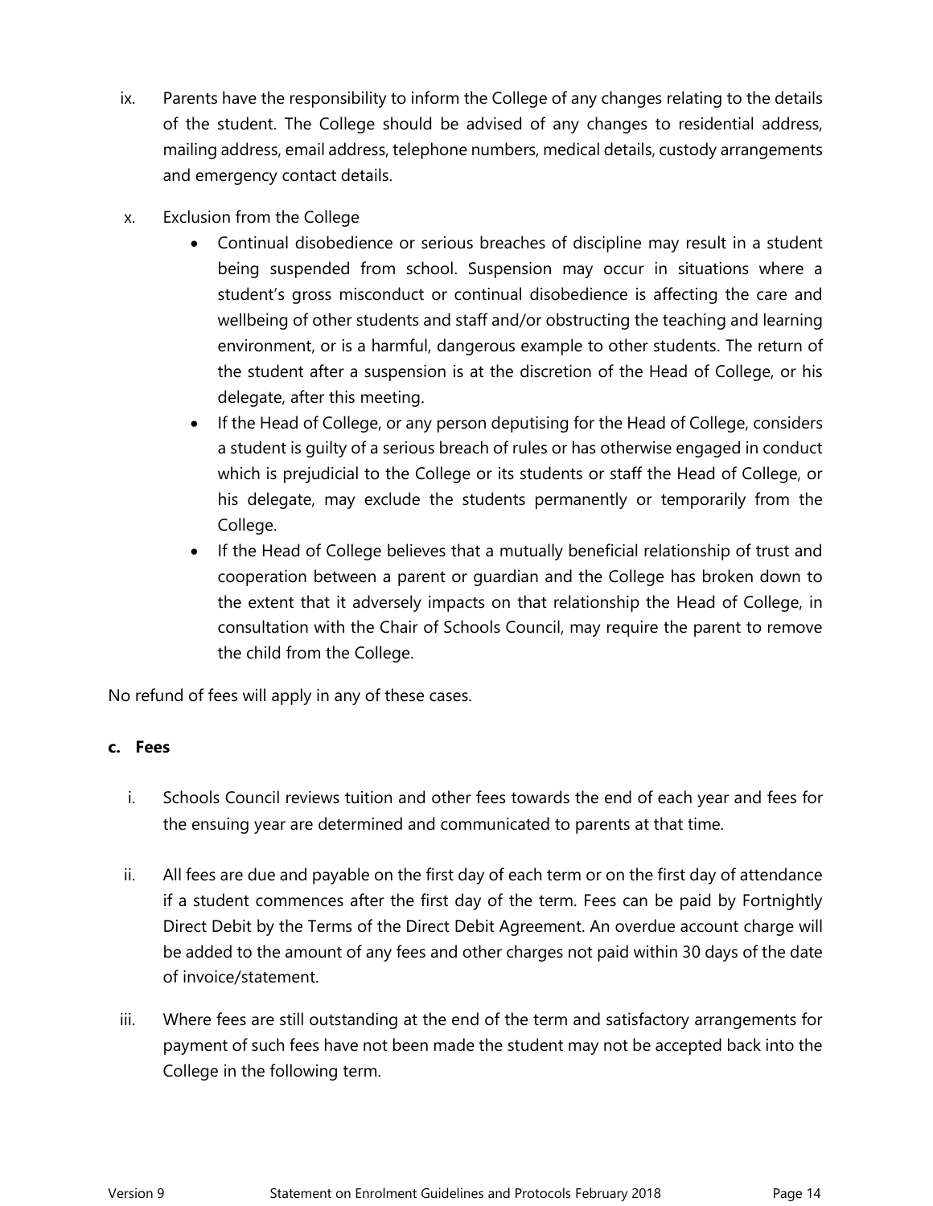ix. Parents have the responsibility to inform the College of any changes relating to the details of the student. The College should be advised of any changes to residential address, mailing address, email address, telephone numbers, medical details, custody arrangements and emergency contact details.

x. Exclusion from the College

   - Continual disobedience or serious breaches of discipline may result in a student being suspended from school. Suspension may occur in situations where a student's gross misconduct or continual disobedience is affecting the care and wellbeing of other students and staff and/or obstructing the teaching and learning environment, or is a harmful, dangerous example to other students. The return of the student after a suspension is at the discretion of the Head of College, or his delegate, after this meeting.
   - If the Head of College, or any person deputising for the Head of College, considers a student is guilty of a serious breach of rules or has otherwise engaged in conduct which is prejudicial to the College or its students or staff the Head of College, or his delegate, may exclude the students permanently or temporarily from the College.
   - If the Head of College believes that a mutually beneficial relationship of trust and cooperation between a parent or guardian and the College has broken down to the extent that it adversely impacts on that relationship the Head of College, in consultation with the Chair of Schools Council, may require the parent to remove the child from the College.

No refund of fees will apply in any of these cases.

**c. Fees**

i. Schools Council reviews tuition and other fees towards the end of each year and fees for the ensuing year are determined and communicated to parents at that time.

ii. All fees are due and payable on the first day of each term or on the first day of attendance if a student commences after the first day of the term. Fees can be paid by Fortnightly Direct Debit by the Terms of the Direct Debit Agreement. An overdue account charge will be added to the amount of any fees and other charges not paid within 30 days of the date of invoice/statement.

iii. Where fees are still outstanding at the end of the term and satisfactory arrangements for payment of such fees have not been made the student may not be accepted back into the College in the following term.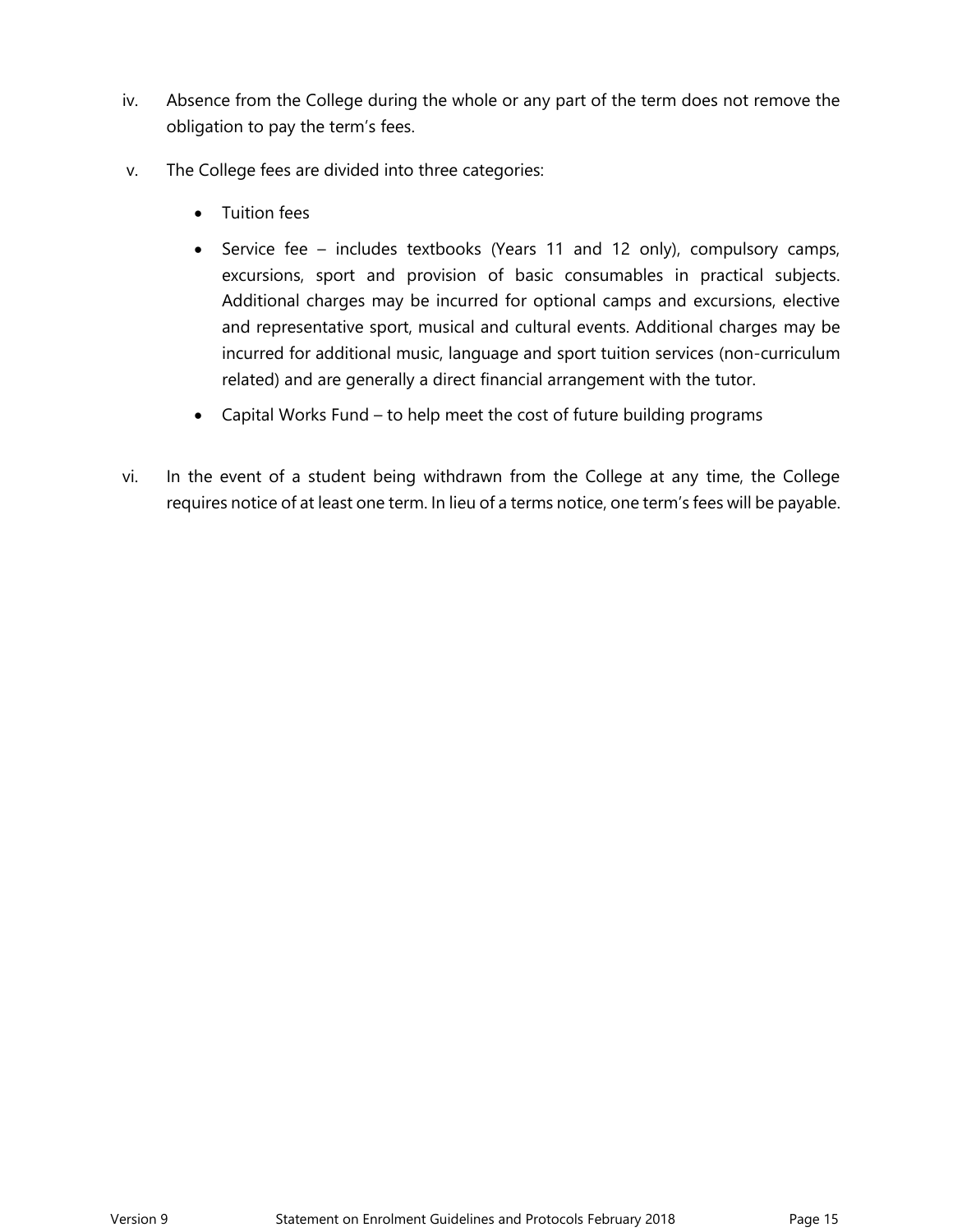iv. Absence from the College during the whole or any part of the term does not remove the obligation to pay the term's fees.

v. The College fees are divided into three categories:

   - Tuition fees
   - Service fee – includes textbooks (Years 11 and 12 only), compulsory camps, excursions, sport and provision of basic consumables in practical subjects. Additional charges may be incurred for optional camps and excursions, elective and representative sport, musical and cultural events. Additional charges may be incurred for additional music, language and sport tuition services (non-curriculum related) and are generally a direct financial arrangement with the tutor.
   - Capital Works Fund – to help meet the cost of future building programs

vi. In the event of a student being withdrawn from the College at any time, the College requires notice of at least one term. In lieu of a terms notice, one term's fees will be payable.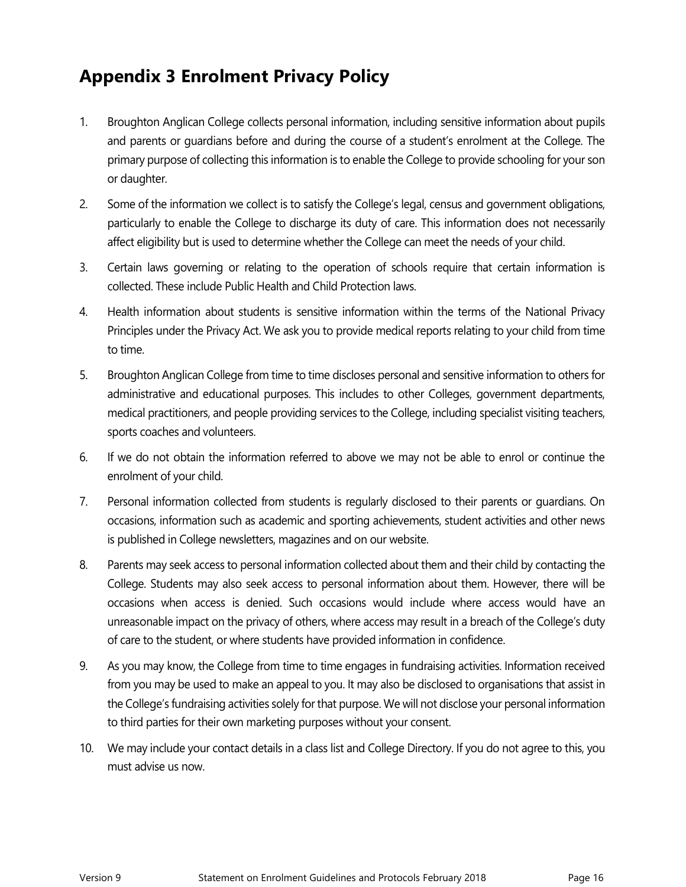## Appendix 3 Enrolment Privacy Policy

1. Broughton Anglican College collects personal information, including sensitive information about pupils and parents or guardians before and during the course of a student's enrolment at the College. The primary purpose of collecting this information is to enable the College to provide schooling for your son or daughter.
2. Some of the information we collect is to satisfy the College's legal, census and government obligations, particularly to enable the College to discharge its duty of care. This information does not necessarily affect eligibility but is used to determine whether the College can meet the needs of your child.
3. Certain laws governing or relating to the operation of schools require that certain information is collected. These include Public Health and Child Protection laws.
4. Health information about students is sensitive information within the terms of the National Privacy Principles under the Privacy Act. We ask you to provide medical reports relating to your child from time to time.
5. Broughton Anglican College from time to time discloses personal and sensitive information to others for administrative and educational purposes. This includes to other Colleges, government departments, medical practitioners, and people providing services to the College, including specialist visiting teachers, sports coaches and volunteers.
6. If we do not obtain the information referred to above we may not be able to enrol or continue the enrolment of your child.
7. Personal information collected from students is regularly disclosed to their parents or guardians. On occasions, information such as academic and sporting achievements, student activities and other news is published in College newsletters, magazines and on our website.
8. Parents may seek access to personal information collected about them and their child by contacting the College. Students may also seek access to personal information about them. However, there will be occasions when access is denied. Such occasions would include where access would have an unreasonable impact on the privacy of others, where access may result in a breach of the College's duty of care to the student, or where students have provided information in confidence.
9. As you may know, the College from time to time engages in fundraising activities. Information received from you may be used to make an appeal to you. It may also be disclosed to organisations that assist in the College's fundraising activities solely for that purpose. We will not disclose your personal information to third parties for their own marketing purposes without your consent.
10. We may include your contact details in a class list and College Directory. If you do not agree to this, you must advise us now.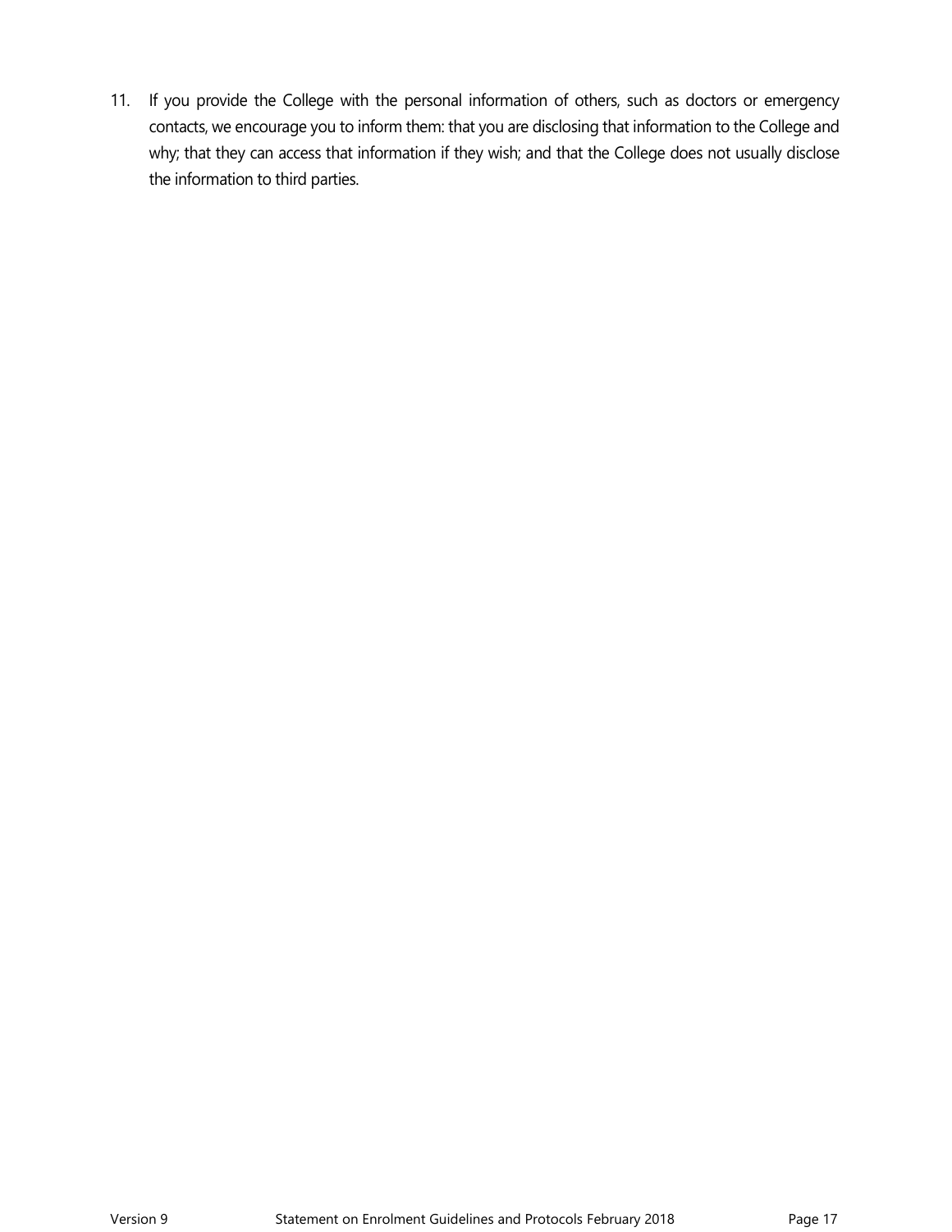11. If you provide the College with the personal information of others, such as doctors or emergency contacts, we encourage you to inform them: that you are disclosing that information to the College and why; that they can access that information if they wish; and that the College does not usually disclose the information to third parties.